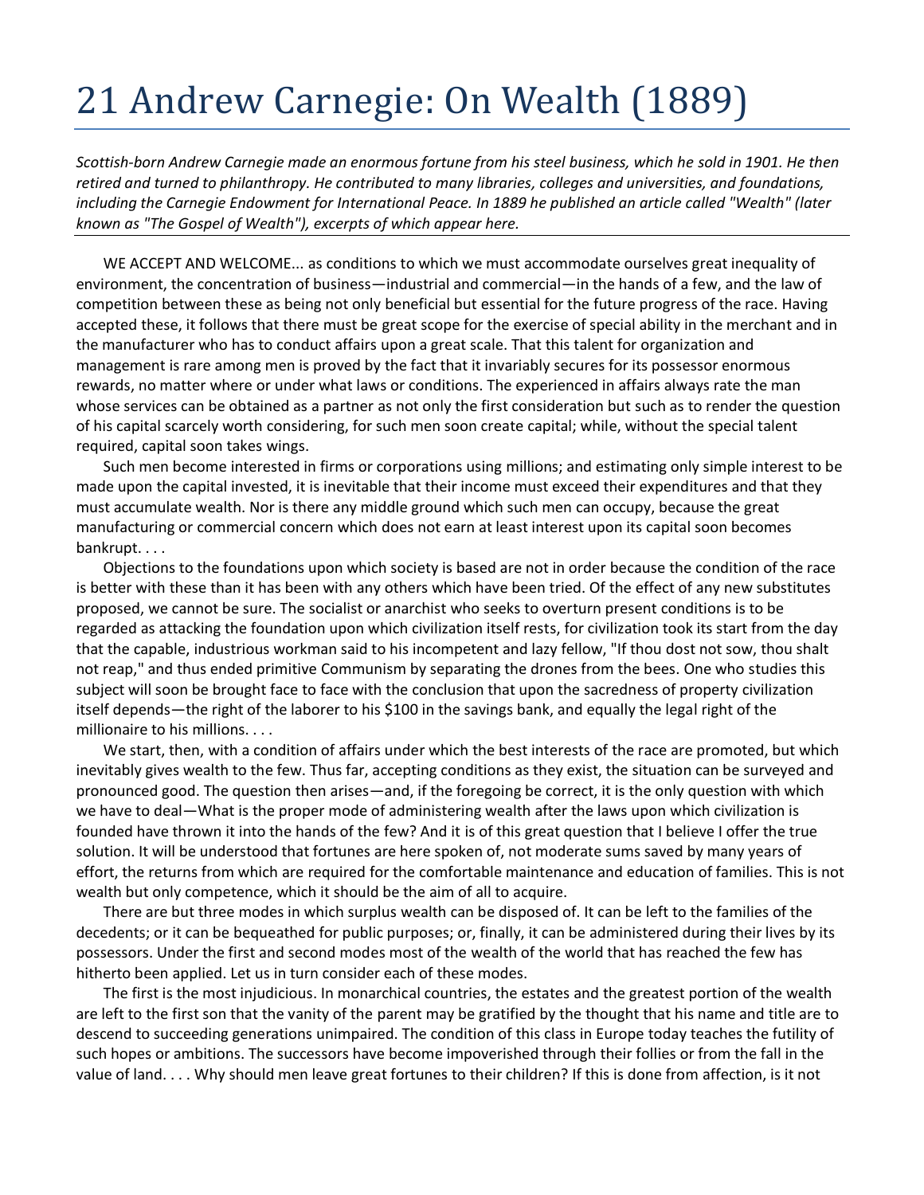# 21 Andrew Carnegie: On Wealth (1889)

*Scottish-born Andrew Carnegie made an enormous fortune from his steel business, which he sold in 1901. He then retired and turned to philanthropy. He contributed to many libraries, colleges and universities, and foundations, including the Carnegie Endowment for International Peace. In 1889 he published an article called "Wealth" (later known as "The Gospel of Wealth"), excerpts of which appear here.*

WE ACCEPT AND WELCOME... as conditions to which we must accommodate ourselves great inequality of environment, the concentration of business—industrial and commercial—in the hands of a few, and the law of competition between these as being not only beneficial but essential for the future progress of the race. Having accepted these, it follows that there must be great scope for the exercise of special ability in the merchant and in the manufacturer who has to conduct affairs upon a great scale. That this talent for organization and management is rare among men is proved by the fact that it invariably secures for its possessor enormous rewards, no matter where or under what laws or conditions. The experienced in affairs always rate the man whose services can be obtained as a partner as not only the first consideration but such as to render the question of his capital scarcely worth considering, for such men soon create capital; while, without the special talent required, capital soon takes wings.

Such men become interested in firms or corporations using millions; and estimating only simple interest to be made upon the capital invested, it is inevitable that their income must exceed their expenditures and that they must accumulate wealth. Nor is there any middle ground which such men can occupy, because the great manufacturing or commercial concern which does not earn at least interest upon its capital soon becomes bankrupt. . . .

Objections to the foundations upon which society is based are not in order because the condition of the race is better with these than it has been with any others which have been tried. Of the effect of any new substitutes proposed, we cannot be sure. The socialist or anarchist who seeks to overturn present conditions is to be regarded as attacking the foundation upon which civilization itself rests, for civilization took its start from the day that the capable, industrious workman said to his incompetent and lazy fellow, "If thou dost not sow, thou shalt not reap," and thus ended primitive Communism by separating the drones from the bees. One who studies this subject will soon be brought face to face with the conclusion that upon the sacredness of property civilization itself depends—the right of the laborer to his $100 in the savings bank, and equally the legal right of the millionaire to his millions. . . .

We start, then, with a condition of affairs under which the best interests of the race are promoted, but which inevitably gives wealth to the few. Thus far, accepting conditions as they exist, the situation can be surveyed and pronounced good. The question then arises—and, if the foregoing be correct, it is the only question with which we have to deal—What is the proper mode of administering wealth after the laws upon which civilization is founded have thrown it into the hands of the few? And it is of this great question that I believe I offer the true solution. It will be understood that fortunes are here spoken of, not moderate sums saved by many years of effort, the returns from which are required for the comfortable maintenance and education of families. This is not wealth but only competence, which it should be the aim of all to acquire.

There are but three modes in which surplus wealth can be disposed of. It can be left to the families of the decedents; or it can be bequeathed for public purposes; or, finally, it can be administered during their lives by its possessors. Under the first and second modes most of the wealth of the world that has reached the few has hitherto been applied. Let us in turn consider each of these modes.

The first is the most injudicious. In monarchical countries, the estates and the greatest portion of the wealth are left to the first son that the vanity of the parent may be gratified by the thought that his name and title are to descend to succeeding generations unimpaired. The condition of this class in Europe today teaches the futility of such hopes or ambitions. The successors have become impoverished through their follies or from the fall in the value of land. . . . Why should men leave great fortunes to their children? If this is done from affection, is it not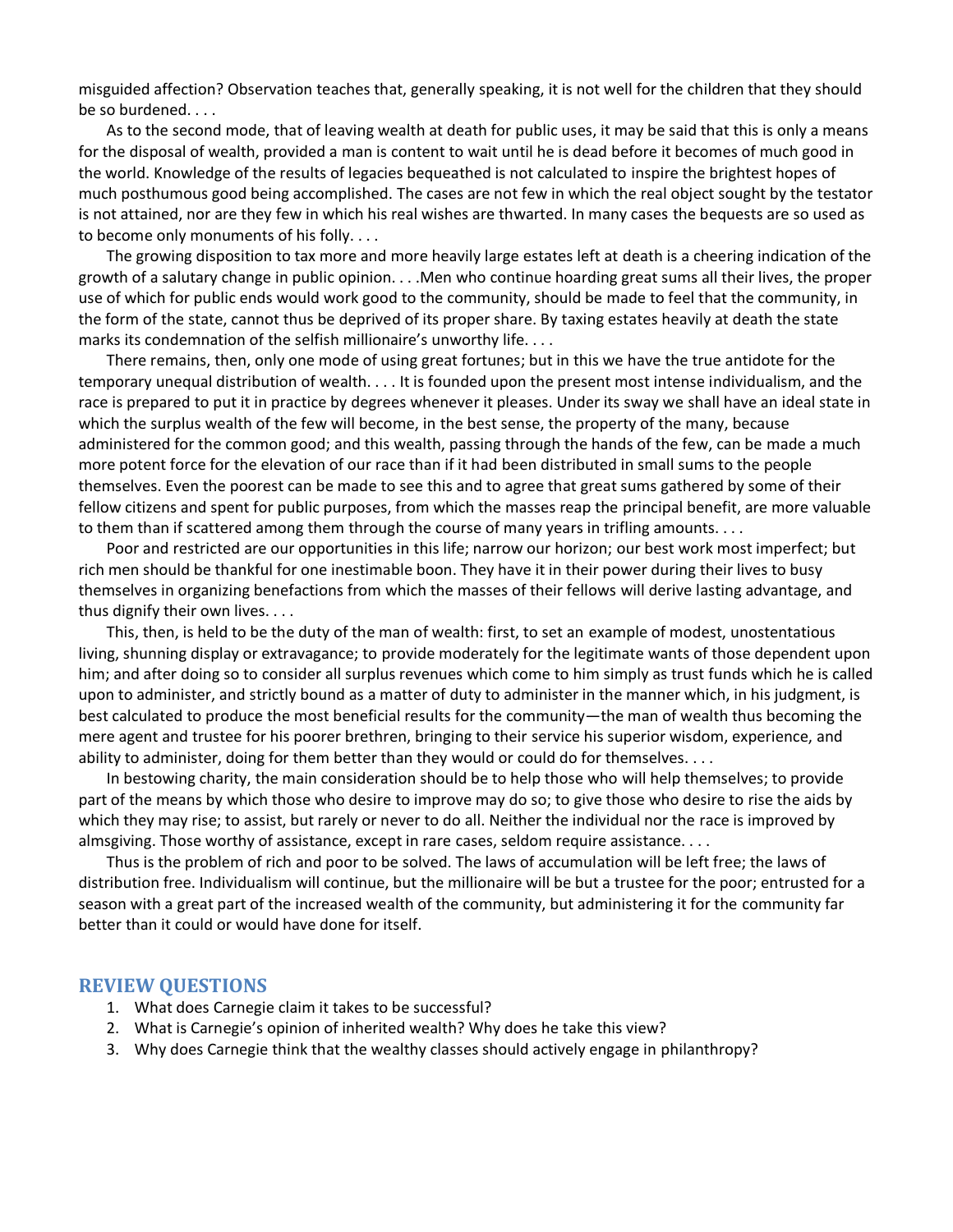misguided affection? Observation teaches that, generally speaking, it is not well for the children that they should be so burdened. . . .

As to the second mode, that of leaving wealth at death for public uses, it may be said that this is only a means for the disposal of wealth, provided a man is content to wait until he is dead before it becomes of much good in the world. Knowledge of the results of legacies bequeathed is not calculated to inspire the brightest hopes of much posthumous good being accomplished. The cases are not few in which the real object sought by the testator is not attained, nor are they few in which his real wishes are thwarted. In many cases the bequests are so used as to become only monuments of his folly. . . .

The growing disposition to tax more and more heavily large estates left at death is a cheering indication of the growth of a salutary change in public opinion. . . .Men who continue hoarding great sums all their lives, the proper use of which for public ends would work good to the community, should be made to feel that the community, in the form of the state, cannot thus be deprived of its proper share. By taxing estates heavily at death the state marks its condemnation of the selfish millionaire's unworthy life. . . .

There remains, then, only one mode of using great fortunes; but in this we have the true antidote for the temporary unequal distribution of wealth. . . . It is founded upon the present most intense individualism, and the race is prepared to put it in practice by degrees whenever it pleases. Under its sway we shall have an ideal state in which the surplus wealth of the few will become, in the best sense, the property of the many, because administered for the common good; and this wealth, passing through the hands of the few, can be made a much more potent force for the elevation of our race than if it had been distributed in small sums to the people themselves. Even the poorest can be made to see this and to agree that great sums gathered by some of their fellow citizens and spent for public purposes, from which the masses reap the principal benefit, are more valuable to them than if scattered among them through the course of many years in trifling amounts. . . .

Poor and restricted are our opportunities in this life; narrow our horizon; our best work most imperfect; but rich men should be thankful for one inestimable boon. They have it in their power during their lives to busy themselves in organizing benefactions from which the masses of their fellows will derive lasting advantage, and thus dignify their own lives. . . .

This, then, is held to be the duty of the man of wealth: first, to set an example of modest, unostentatious living, shunning display or extravagance; to provide moderately for the legitimate wants of those dependent upon him; and after doing so to consider all surplus revenues which come to him simply as trust funds which he is called upon to administer, and strictly bound as a matter of duty to administer in the manner which, in his judgment, is best calculated to produce the most beneficial results for the community—the man of wealth thus becoming the mere agent and trustee for his poorer brethren, bringing to their service his superior wisdom, experience, and ability to administer, doing for them better than they would or could do for themselves. . . .

In bestowing charity, the main consideration should be to help those who will help themselves; to provide part of the means by which those who desire to improve may do so; to give those who desire to rise the aids by which they may rise; to assist, but rarely or never to do all. Neither the individual nor the race is improved by almsgiving. Those worthy of assistance, except in rare cases, seldom require assistance. . . .

Thus is the problem of rich and poor to be solved. The laws of accumulation will be left free; the laws of distribution free. Individualism will continue, but the millionaire will be but a trustee for the poor; entrusted for a season with a great part of the increased wealth of the community, but administering it for the community far better than it could or would have done for itself.

## REVIEW QUESTIONS

1. What does Carnegie claim it takes to be successful?
2. What is Carnegie's opinion of inherited wealth? Why does he take this view?
3. Why does Carnegie think that the wealthy classes should actively engage in philanthropy?